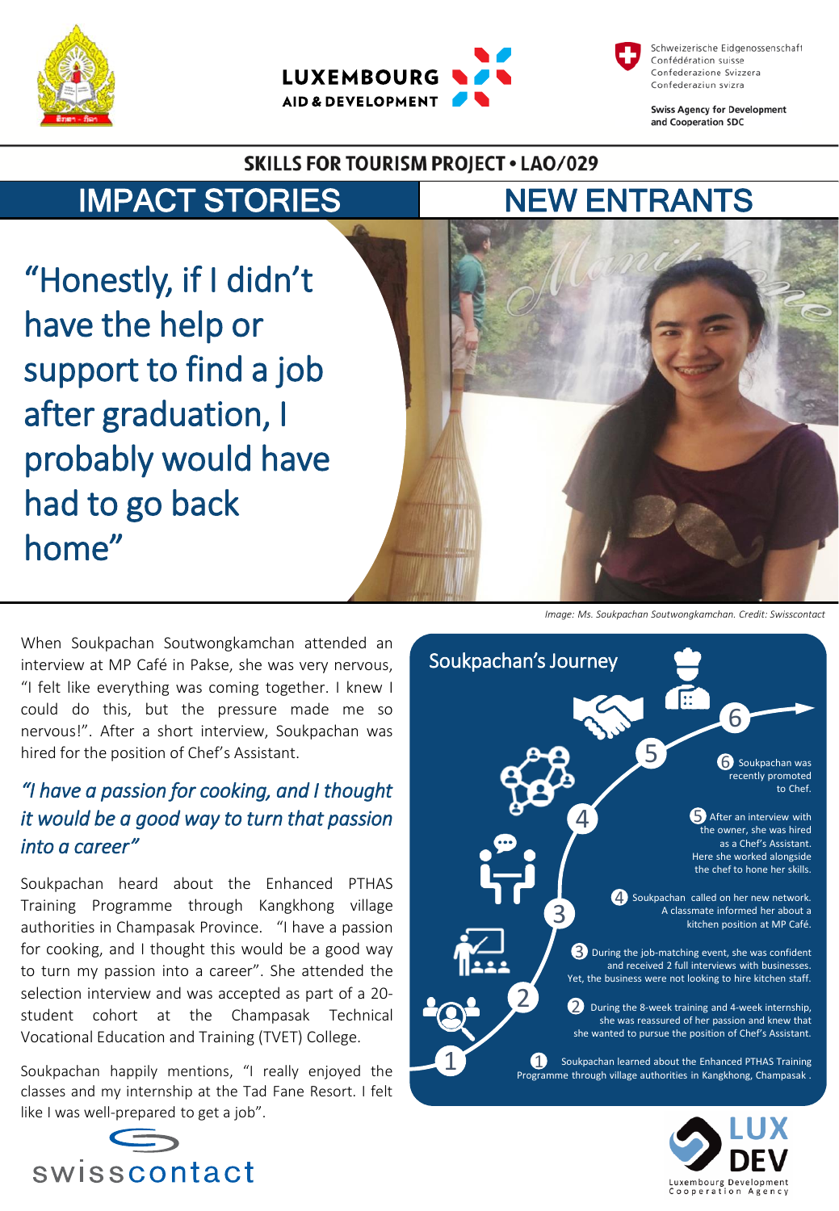Schweizerische Eidgenossenschaft
Confédération suisse
Confederazione Svizzera
Confederaziun svizra

Swiss Agency for Development and Cooperation SDC

LUXEMBOURG AID & DEVELOPMENT

## SKILLS FOR TOURISM PROJECT • LAO/029

# IMPACT STORIES — NEW ENTRANTS

## "Honestly, if I didn't have the help or support to find a job after graduation, I probably would have had to go back home"

*Image: Ms. Soukpachan Soutwongkamchan. Credit: Swisscontact*

When Soukpachan Soutwongkamchan attended an interview at MP Café in Pakse, she was very nervous, "I felt like everything was coming together. I knew I could do this, but the pressure made me so nervous!". After a short interview, Soukpachan was hired for the position of Chef's Assistant.

*"I have a passion for cooking, and I thought it would be a good way to turn that passion into a career"*

Soukpachan heard about the Enhanced PTHAS Training Programme through Kangkhong village authorities in Champasak Province. "I have a passion for cooking, and I thought this would be a good way to turn my passion into a career". She attended the selection interview and was accepted as part of a 20-student cohort at the Champasak Technical Vocational Education and Training (TVET) College.

Soukpachan happily mentions, "I really enjoyed the classes and my internship at the Tad Fane Resort. I felt like I was well-prepared to get a job".

### Soukpachan's Journey

1. Soukpachan learned about the Enhanced PTHAS Training Programme through village authorities in Kangkhong, Champasak .
2. During the 8-week training and 4-week internship, she was reassured of her passion and knew that she wanted to pursue the position of Chef's Assistant.
3. During the job-matching event, she was confident and received 2 full interviews with businesses. Yet, the business were not looking to hire kitchen staff.
4. Soukpachan called on her new network. A classmate informed her about a kitchen position at MP Café.
5. After an interview with the owner, she was hired as a Chef's Assistant. Here she worked alongside the chef to hone her skills.
6. Soukpachan was recently promoted to Chef.

swisscontact

LUX DEV — Luxembourg Development Cooperation Agency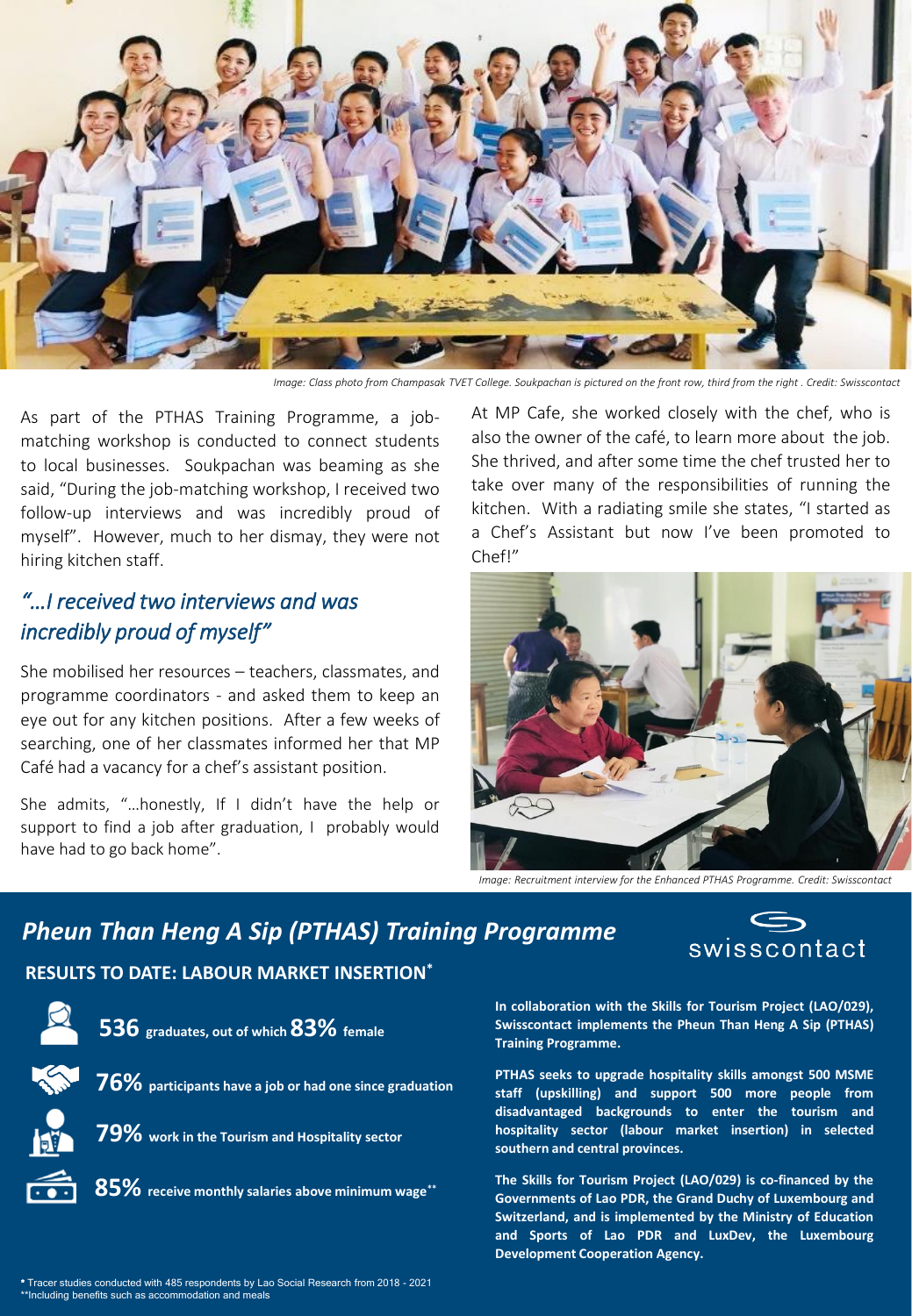*Image: Class photo from Champasak TVET College. Soukpachan is pictured on the front row, third from the right . Credit: Swisscontact*

As part of the PTHAS Training Programme, a job-matching workshop is conducted to connect students to local businesses. Soukpachan was beaming as she said, "During the job-matching workshop, I received two follow-up interviews and was incredibly proud of myself". However, much to her dismay, they were not hiring kitchen staff.

## *"…I received two interviews and was incredibly proud of myself"*

She mobilised her resources – teachers, classmates, and programme coordinators - and asked them to keep an eye out for any kitchen positions. After a few weeks of searching, one of her classmates informed her that MP Café had a vacancy for a chef's assistant position.

She admits, "…honestly, If I didn't have the help or support to find a job after graduation, I probably would have had to go back home".

At MP Cafe, she worked closely with the chef, who is also the owner of the café, to learn more about the job. She thrived, and after some time the chef trusted her to take over many of the responsibilities of running the kitchen. With a radiating smile she states, "I started as a Chef's Assistant but now I've been promoted to Chef!"

*Image: Recruitment interview for the Enhanced PTHAS Programme. Credit: Swisscontact*

## *Pheun Than Heng A Sip (PTHAS) Training Programme*

swisscontact

### RESULTS TO DATE: LABOUR MARKET INSERTION*

**536** graduates, out of which **83%** female

**76%** participants have a job or had one since graduation

**79%** work in the Tourism and Hospitality sector

**85%** receive monthly salaries above minimum wage**

**In collaboration with the Skills for Tourism Project (LAO/029), Swisscontact implements the Pheun Than Heng A Sip (PTHAS) Training Programme.**

**PTHAS seeks to upgrade hospitality skills amongst 500 MSME staff (upskilling) and support 500 more people from disadvantaged backgrounds to enter the tourism and hospitality sector (labour market insertion) in selected southern and central provinces.**

**The Skills for Tourism Project (LAO/029) is co-financed by the Governments of Lao PDR, the Grand Duchy of Luxembourg and Switzerland, and is implemented by the Ministry of Education and Sports of Lao PDR and LuxDev, the Luxembourg Development Cooperation Agency.**

\* Tracer studies conducted with 485 respondents by Lao Social Research from 2018 - 2021
\*\*Including benefits such as accommodation and meals